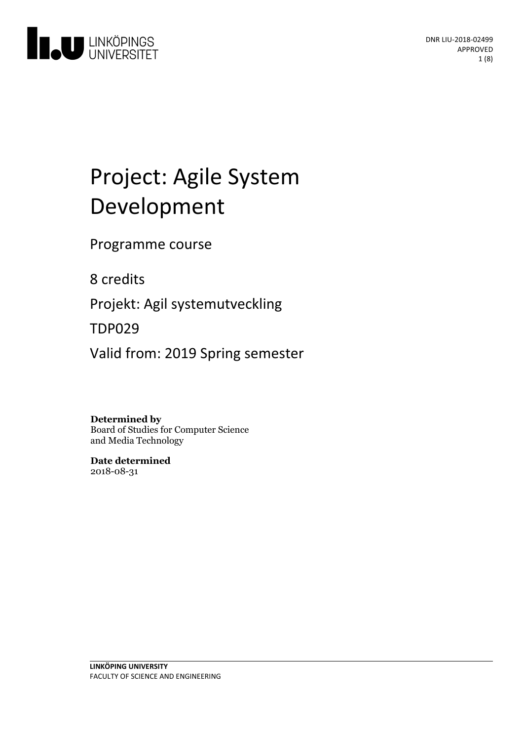DNR LIU-2018-02499
APPROVED

# Project: Agile System Development

Programme course

8 credits

Projekt: Agil systemutveckling

TDP029

Valid from: 2019 Spring semester

**Determined by**
Board of Studies for Computer Science and Media Technology

**Date determined**
2018-08-31

**LINKÖPING UNIVERSITY**
FACULTY OF SCIENCE AND ENGINEERING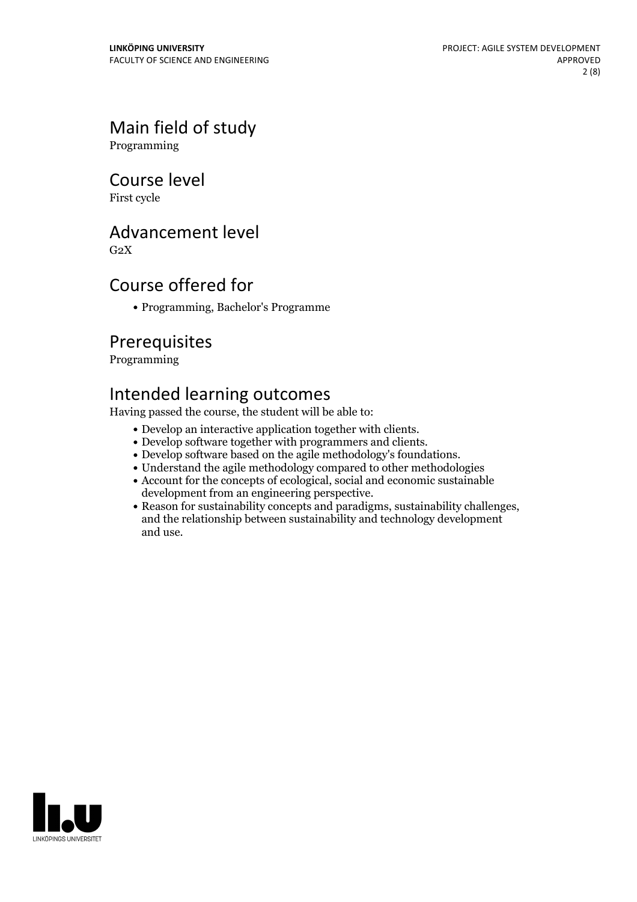## Main field of study
Programming

## Course level
First cycle

## Advancement level
G2X

## Course offered for
- Programming, Bachelor's Programme

## Prerequisites
Programming

## Intended learning outcomes
Having passed the course, the student will be able to:

- Develop an interactive application together with clients.
- Develop software together with programmers and clients.
- Develop software based on the agile methodology's foundations.
- Understand the agile methodology compared to other methodologies
- Account for the concepts of ecological, social and economic sustainable development from an engineering perspective.
- Reason for sustainability concepts and paradigms, sustainability challenges, and the relationship between sustainability and technology development and use.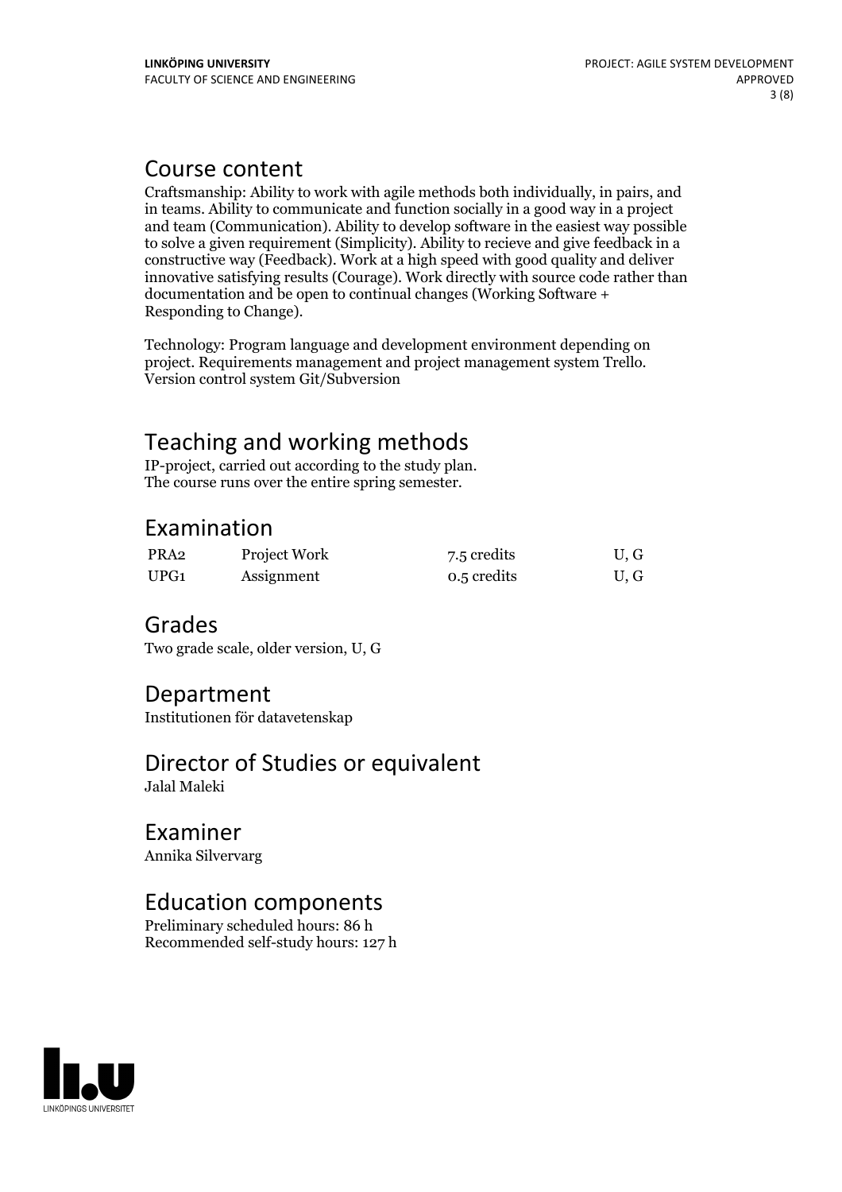## Course content

Craftsmanship: Ability to work with agile methods both individually, in pairs, and in teams. Ability to communicate and function socially in a good way in a project and team (Communication). Ability to develop software in the easiest way possible to solve a given requirement (Simplicity). Ability to recieve and give feedback in a constructive way (Feedback). Work at a high speed with good quality and deliver innovative satisfying results (Courage). Work directly with source code rather than documentation and be open to continual changes (Working Software + Responding to Change).

Technology: Program language and development environment depending on project. Requirements management and project management system Trello. Version control system Git/Subversion

## Teaching and working methods

IP-project, carried out according to the study plan.
The course runs over the entire spring semester.

## Examination

| | | | |
|---|---|---|---|
| PRA2 | Project Work | 7.5 credits | U, G |
| UPG1 | Assignment | 0.5 credits | U, G |

## Grades

Two grade scale, older version, U, G

## Department

Institutionen för datavetenskap

## Director of Studies or equivalent

Jalal Maleki

## Examiner

Annika Silvervarg

## Education components

Preliminary scheduled hours: 86 h
Recommended self-study hours: 127 h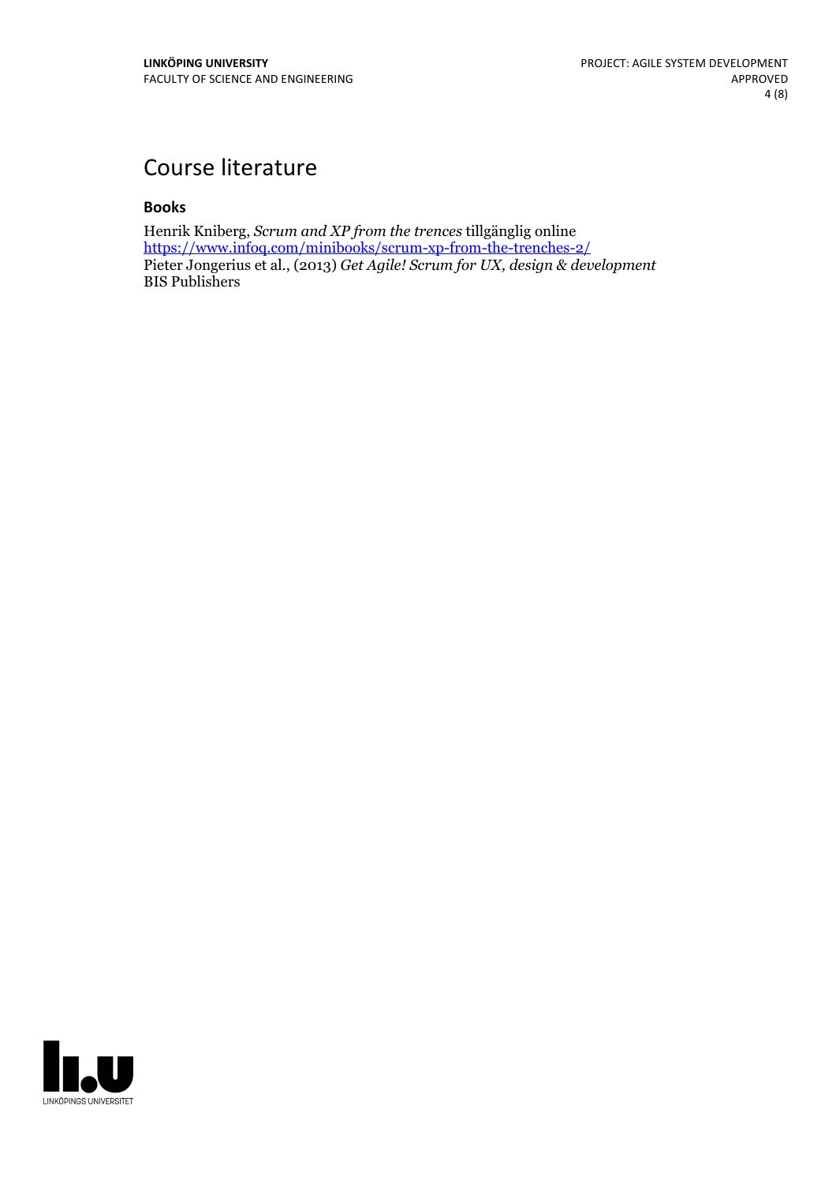# Course literature

### Books

Henrik Kniberg, *Scrum and XP from the trences* tillgänglig online
https://www.infoq.com/minibooks/scrum-xp-from-the-trenches-2/
Pieter Jongerius et al., (2013) *Get Agile! Scrum for UX, design & development*
BIS Publishers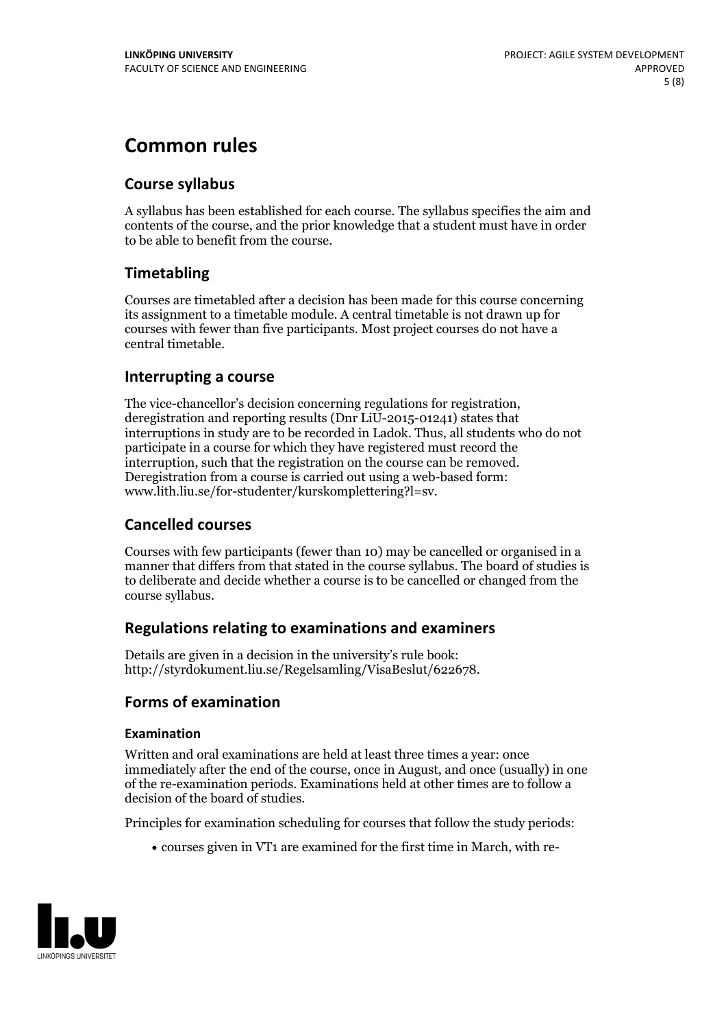# Common rules

## Course syllabus

A syllabus has been established for each course. The syllabus specifies the aim and contents of the course, and the prior knowledge that a student must have in order to be able to benefit from the course.

## Timetabling

Courses are timetabled after a decision has been made for this course concerning its assignment to a timetable module. A central timetable is not drawn up for courses with fewer than five participants. Most project courses do not have a central timetable.

## Interrupting a course

The vice-chancellor's decision concerning regulations for registration, deregistration and reporting results (Dnr LiU-2015-01241) states that interruptions in study are to be recorded in Ladok. Thus, all students who do not participate in a course for which they have registered must record the interruption, such that the registration on the course can be removed. Deregistration from a course is carried out using a web-based form: www.lith.liu.se/for-studenter/kurskomplettering?l=sv.

## Cancelled courses

Courses with few participants (fewer than 10) may be cancelled or organised in a manner that differs from that stated in the course syllabus. The board of studies is to deliberate and decide whether a course is to be cancelled or changed from the course syllabus.

## Regulations relating to examinations and examiners

Details are given in a decision in the university's rule book: http://styrdokument.liu.se/Regelsamling/VisaBeslut/622678.

## Forms of examination

### Examination

Written and oral examinations are held at least three times a year: once immediately after the end of the course, once in August, and once (usually) in one of the re-examination periods. Examinations held at other times are to follow a decision of the board of studies.

Principles for examination scheduling for courses that follow the study periods:

- courses given in VT1 are examined for the first time in March, with re-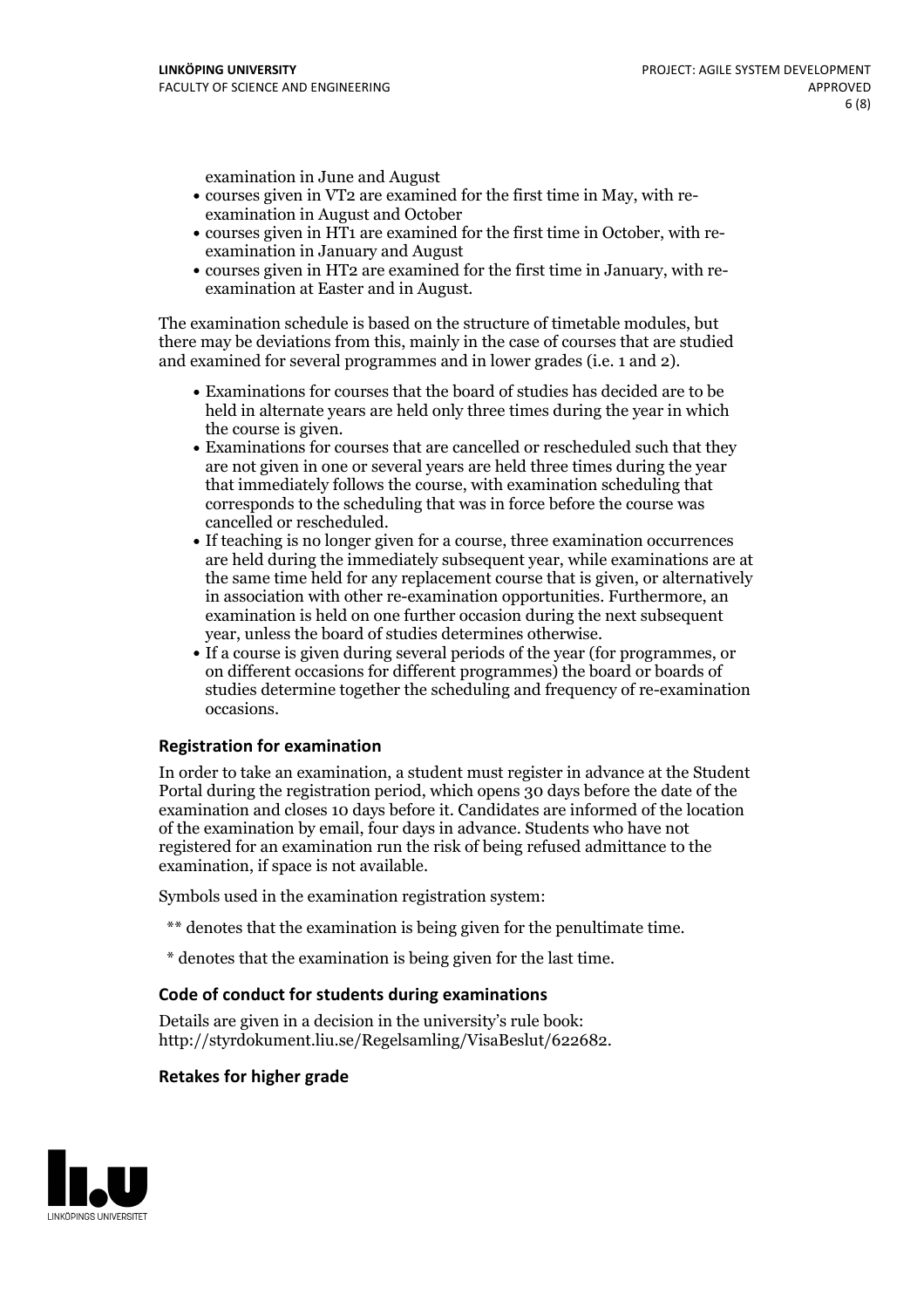examination in June and August

- courses given in VT2 are examined for the first time in May, with re-examination in August and October
- courses given in HT1 are examined for the first time in October, with re-examination in January and August
- courses given in HT2 are examined for the first time in January, with re-examination at Easter and in August.

The examination schedule is based on the structure of timetable modules, but there may be deviations from this, mainly in the case of courses that are studied and examined for several programmes and in lower grades (i.e. 1 and 2).

- Examinations for courses that the board of studies has decided are to be held in alternate years are held only three times during the year in which the course is given.
- Examinations for courses that are cancelled or rescheduled such that they are not given in one or several years are held three times during the year that immediately follows the course, with examination scheduling that corresponds to the scheduling that was in force before the course was cancelled or rescheduled.
- If teaching is no longer given for a course, three examination occurrences are held during the immediately subsequent year, while examinations are at the same time held for any replacement course that is given, or alternatively in association with other re-examination opportunities. Furthermore, an examination is held on one further occasion during the next subsequent year, unless the board of studies determines otherwise.
- If a course is given during several periods of the year (for programmes, or on different occasions for different programmes) the board or boards of studies determine together the scheduling and frequency of re-examination occasions.

### Registration for examination

In order to take an examination, a student must register in advance at the Student Portal during the registration period, which opens 30 days before the date of the examination and closes 10 days before it. Candidates are informed of the location of the examination by email, four days in advance. Students who have not registered for an examination run the risk of being refused admittance to the examination, if space is not available.

Symbols used in the examination registration system:

** denotes that the examination is being given for the penultimate time.

* denotes that the examination is being given for the last time.

### Code of conduct for students during examinations

Details are given in a decision in the university's rule book: http://styrdokument.liu.se/Regelsamling/VisaBeslut/622682.

### Retakes for higher grade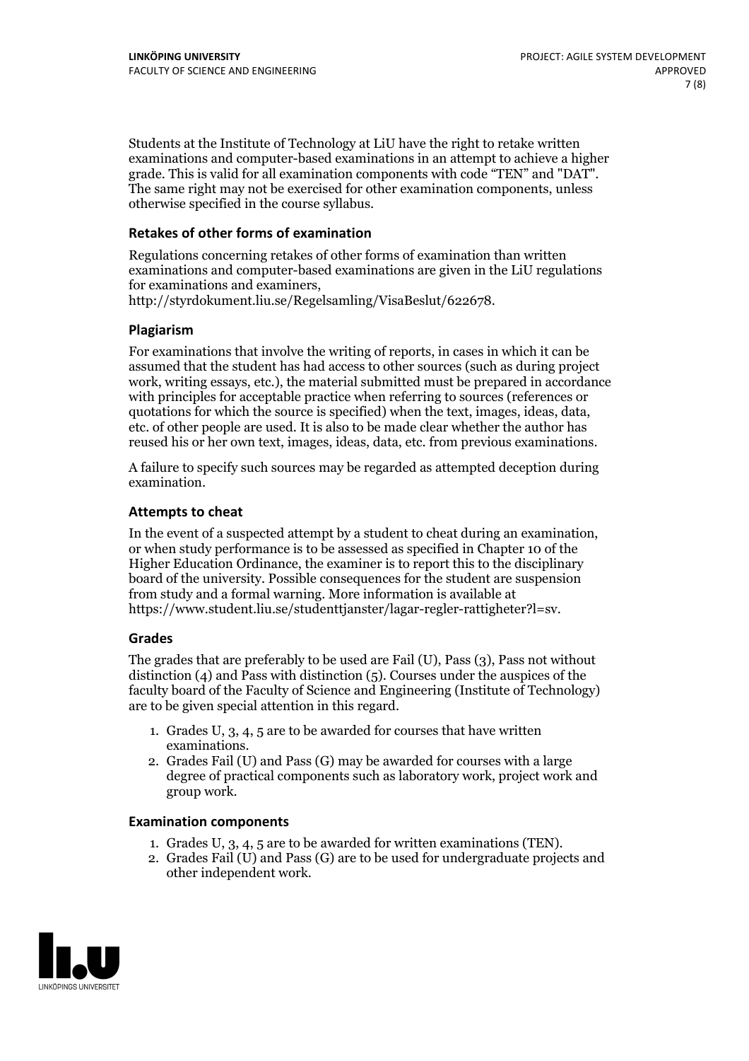Students at the Institute of Technology at LiU have the right to retake written examinations and computer-based examinations in an attempt to achieve a higher grade. This is valid for all examination components with code "TEN" and "DAT". The same right may not be exercised for other examination components, unless otherwise specified in the course syllabus.

### Retakes of other forms of examination

Regulations concerning retakes of other forms of examination than written examinations and computer-based examinations are given in the LiU regulations for examinations and examiners, http://styrdokument.liu.se/Regelsamling/VisaBeslut/622678.

### Plagiarism

For examinations that involve the writing of reports, in cases in which it can be assumed that the student has had access to other sources (such as during project work, writing essays, etc.), the material submitted must be prepared in accordance with principles for acceptable practice when referring to sources (references or quotations for which the source is specified) when the text, images, ideas, data, etc. of other people are used. It is also to be made clear whether the author has reused his or her own text, images, ideas, data, etc. from previous examinations.

A failure to specify such sources may be regarded as attempted deception during examination.

### Attempts to cheat

In the event of a suspected attempt by a student to cheat during an examination, or when study performance is to be assessed as specified in Chapter 10 of the Higher Education Ordinance, the examiner is to report this to the disciplinary board of the university. Possible consequences for the student are suspension from study and a formal warning. More information is available at https://www.student.liu.se/studenttjanster/lagar-regler-rattigheter?l=sv.

### Grades

The grades that are preferably to be used are Fail (U), Pass (3), Pass not without distinction (4) and Pass with distinction (5). Courses under the auspices of the faculty board of the Faculty of Science and Engineering (Institute of Technology) are to be given special attention in this regard.

1. Grades U, 3, 4, 5 are to be awarded for courses that have written examinations.
2. Grades Fail (U) and Pass (G) may be awarded for courses with a large degree of practical components such as laboratory work, project work and group work.

### Examination components

1. Grades U, 3, 4, 5 are to be awarded for written examinations (TEN).
2. Grades Fail (U) and Pass (G) are to be used for undergraduate projects and other independent work.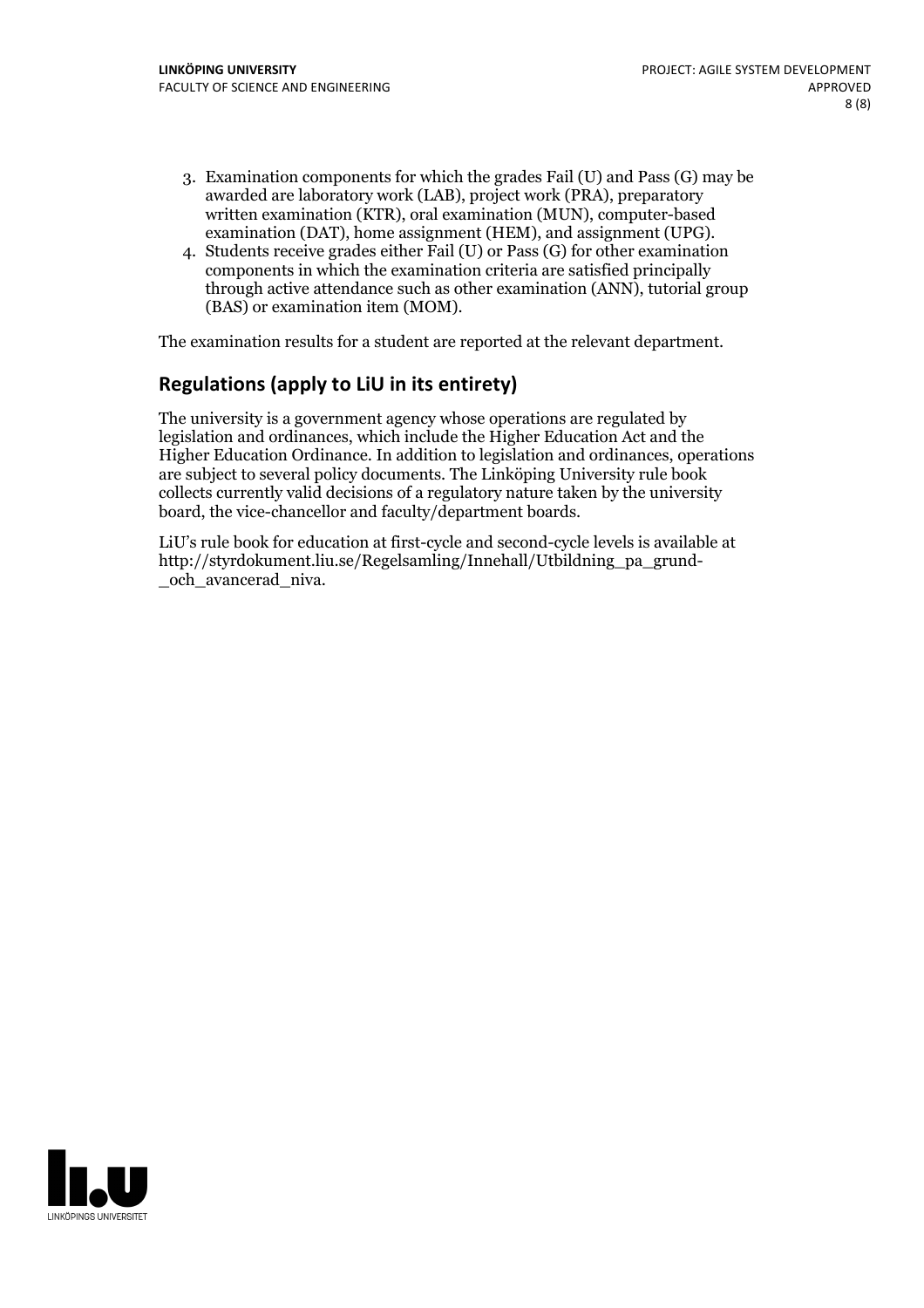3. Examination components for which the grades Fail (U) and Pass (G) may be awarded are laboratory work (LAB), project work (PRA), preparatory written examination (KTR), oral examination (MUN), computer-based examination (DAT), home assignment (HEM), and assignment (UPG).
4. Students receive grades either Fail (U) or Pass (G) for other examination components in which the examination criteria are satisfied principally through active attendance such as other examination (ANN), tutorial group (BAS) or examination item (MOM).

The examination results for a student are reported at the relevant department.

## Regulations (apply to LiU in its entirety)

The university is a government agency whose operations are regulated by legislation and ordinances, which include the Higher Education Act and the Higher Education Ordinance. In addition to legislation and ordinances, operations are subject to several policy documents. The Linköping University rule book collects currently valid decisions of a regulatory nature taken by the university board, the vice-chancellor and faculty/department boards.

LiU's rule book for education at first-cycle and second-cycle levels is available at http://styrdokument.liu.se/Regelsamling/Innehall/Utbildning_pa_grund-_och_avancerad_niva.